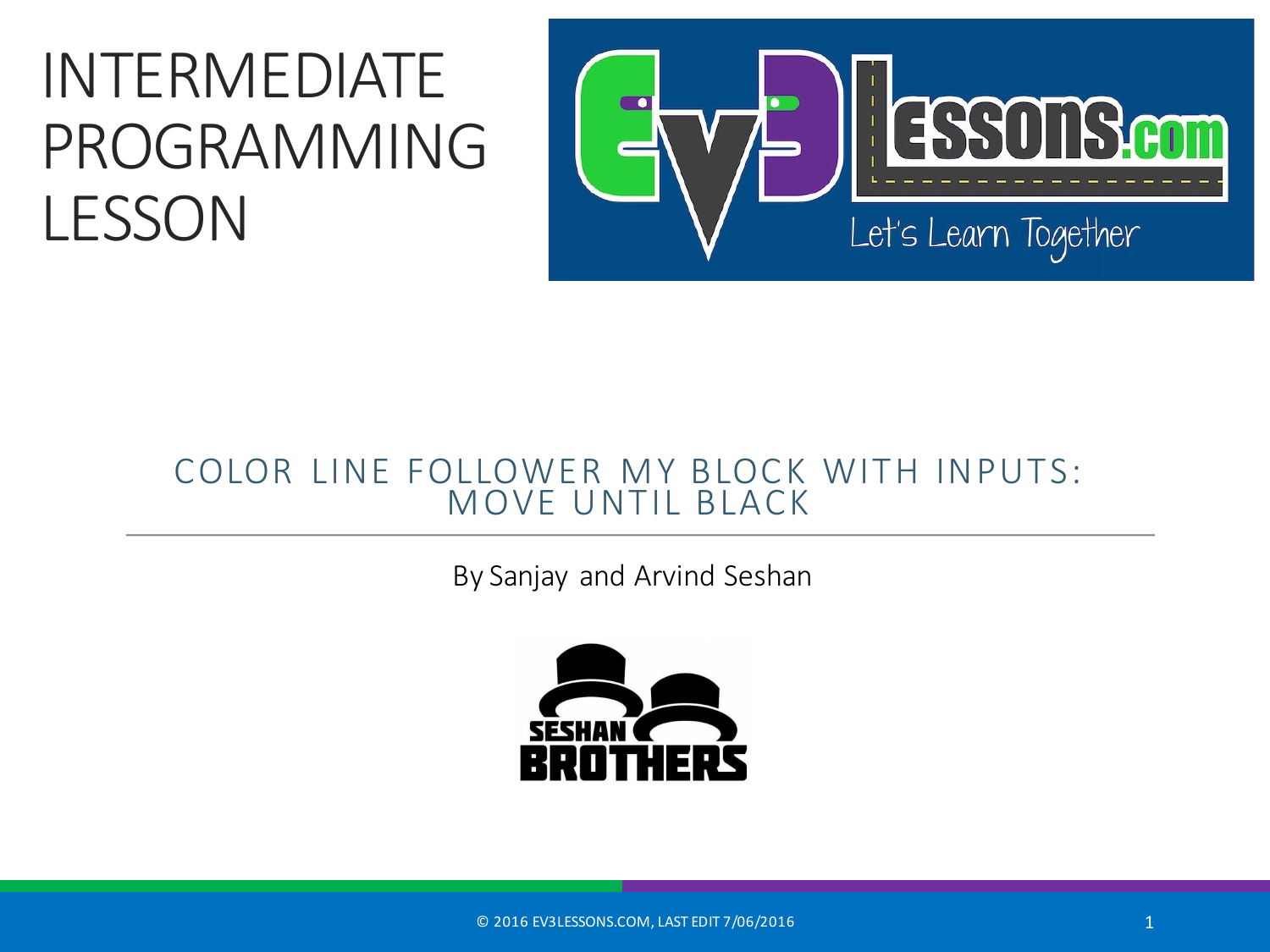# INTERMEDIATE PROGRAMMING LESSON

## COLOR LINE FOLLOWER MY BLOCK WITH INPUTS: MOVE UNTIL BLACK

By Sanjay and Arvind Seshan

© 2016 EV3LESSONS.COM, LAST EDIT 7/06/2016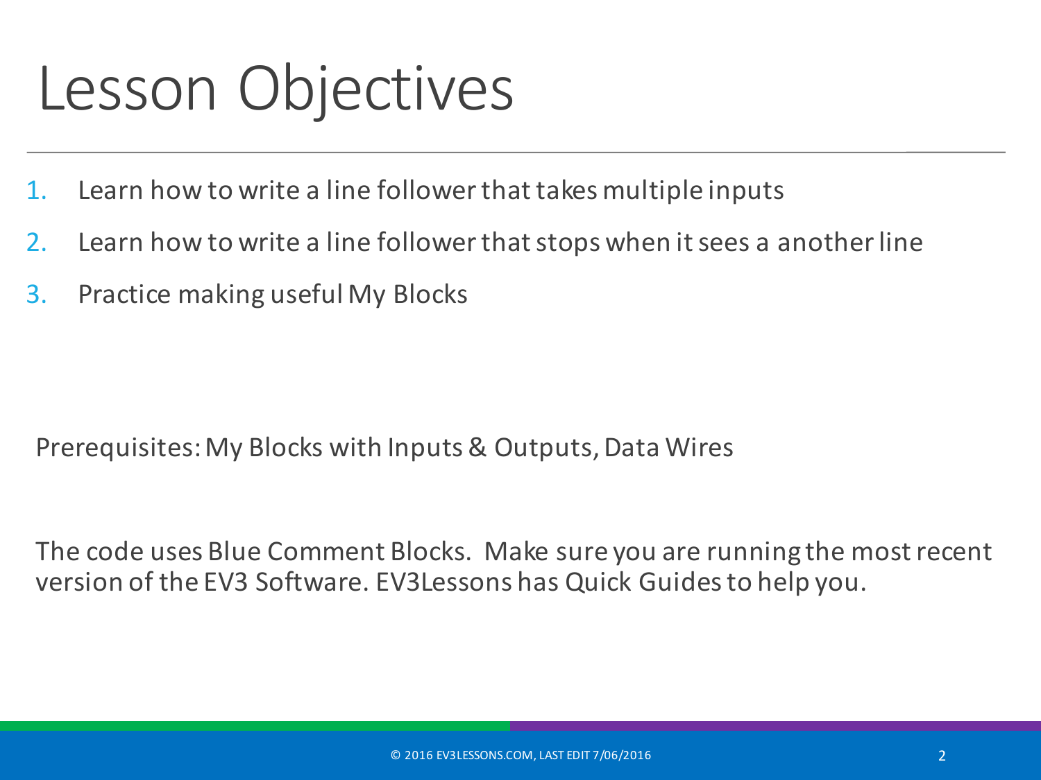# Lesson Objectives

1. Learn how to write a line follower that takes multiple inputs
2. Learn how to write a line follower that stops when it sees a another line
3. Practice making useful My Blocks

Prerequisites: My Blocks with Inputs & Outputs, Data Wires

The code uses Blue Comment Blocks. Make sure you are running the most recent version of the EV3 Software. EV3Lessons has Quick Guides to help you.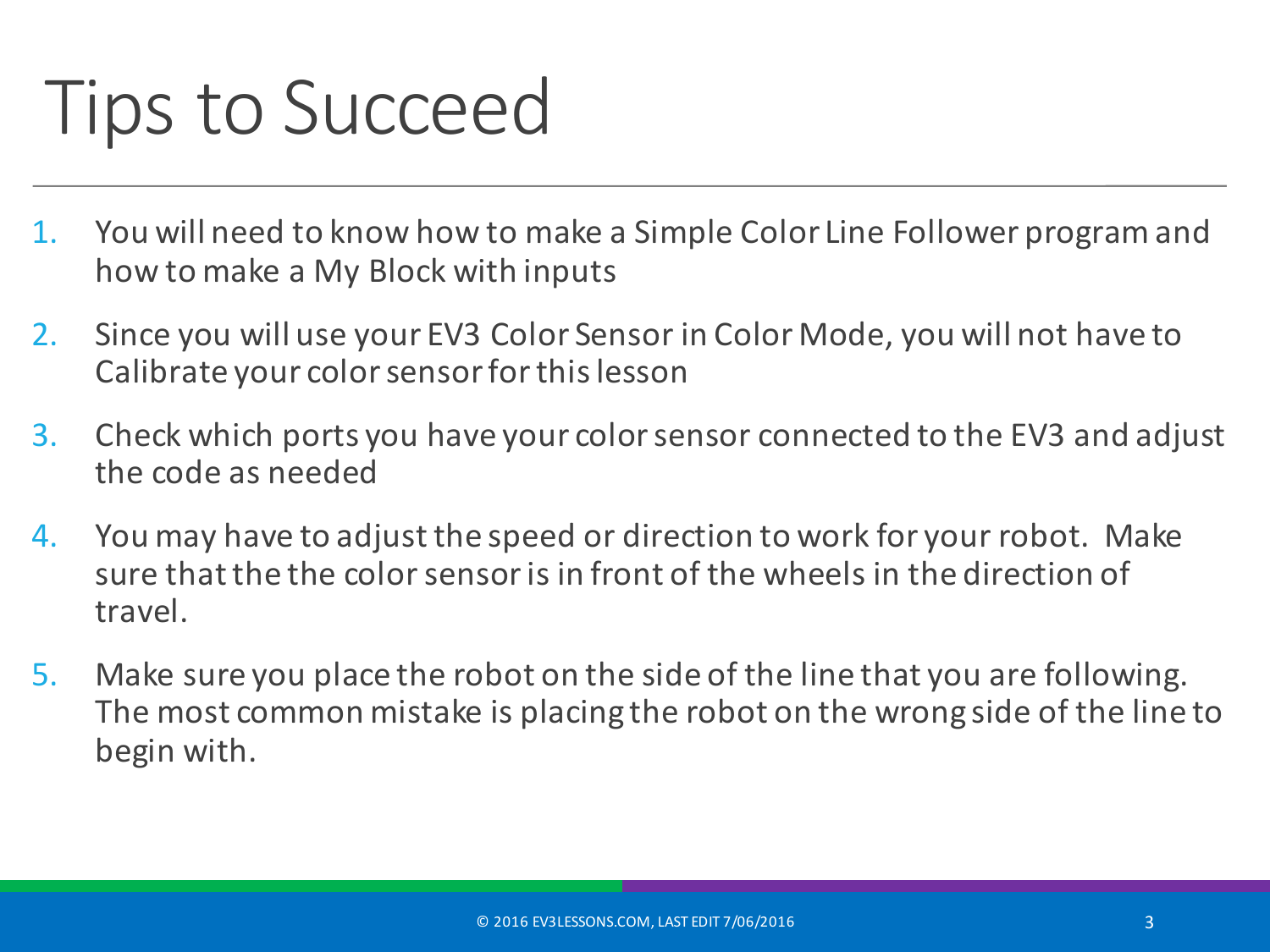# Tips to Succeed

1. You will need to know how to make a Simple Color Line Follower program and how to make a My Block with inputs
2. Since you will use your EV3 Color Sensor in Color Mode, you will not have to Calibrate your color sensor for this lesson
3. Check which ports you have your color sensor connected to the EV3 and adjust the code as needed
4. You may have to adjust the speed or direction to work for your robot. Make sure that the the color sensor is in front of the wheels in the direction of travel.
5. Make sure you place the robot on the side of the line that you are following. The most common mistake is placing the robot on the wrong side of the line to begin with.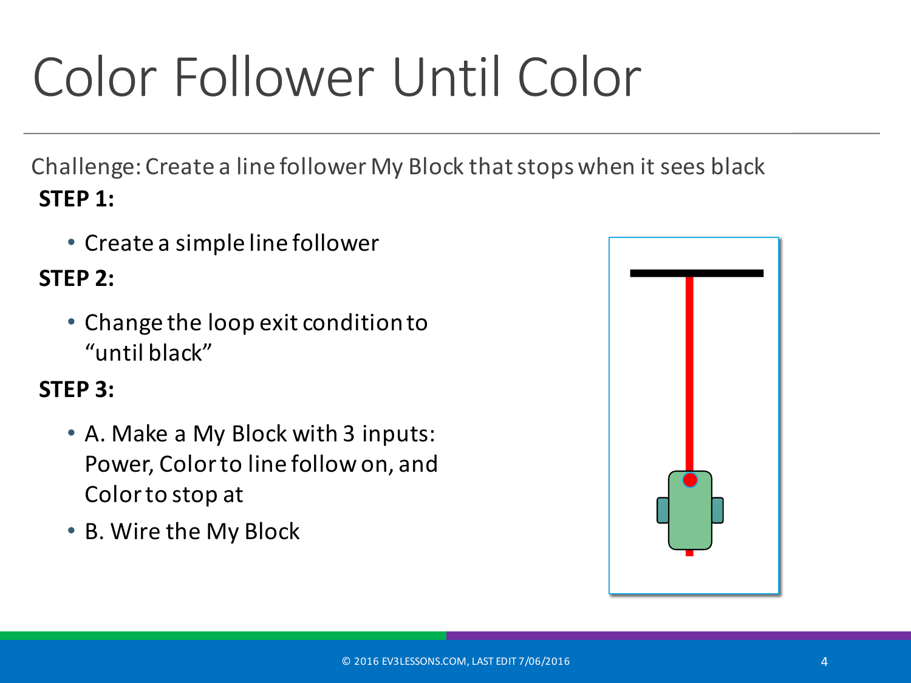# Color Follower Until Color

Challenge: Create a line follower My Block that stops when it sees black

**STEP 1:**

- Create a simple line follower

**STEP 2:**

- Change the loop exit condition to "until black"

**STEP 3:**

- A. Make a My Block with 3 inputs: Power, Color to line follow on, and Color to stop at
- B. Wire the My Block

© 2016 EV3LESSONS.COM, LAST EDIT 7/06/2016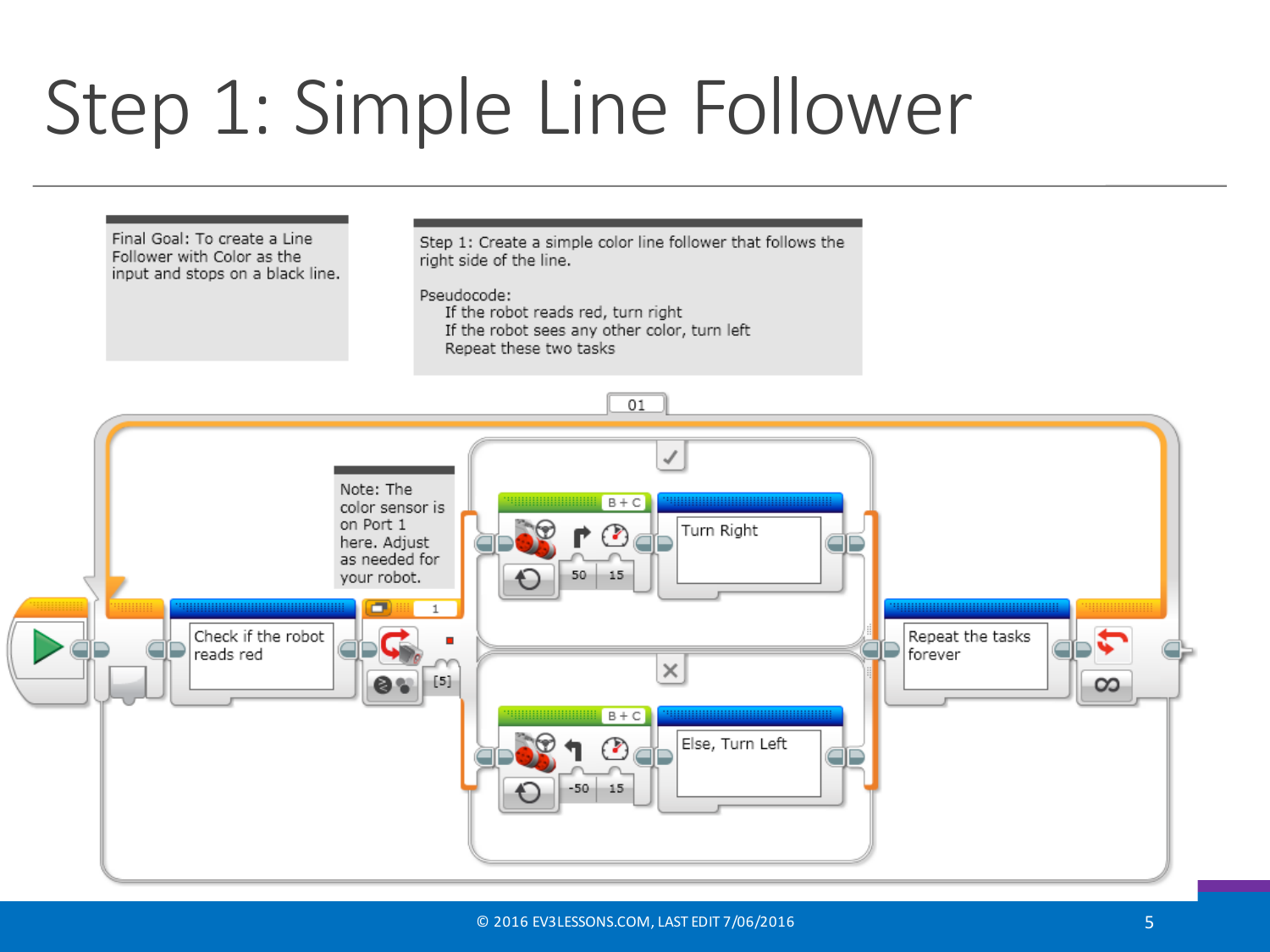# Step 1: Simple Line Follower

Final Goal: To create a Line Follower with Color as the input and stops on a black line.

Step 1: Create a simple color line follower that follows the right side of the line.

Pseudocode:
- If the robot reads red, turn right
- If the robot sees any other color, turn left
- Repeat these two tasks

01

Note: The color sensor is on Port 1 here. Adjust as needed for your robot.

Check if the robot reads red

1

[5]

B + C

50 15

Turn Right

B + C

-50 15

Else, Turn Left

Repeat the tasks forever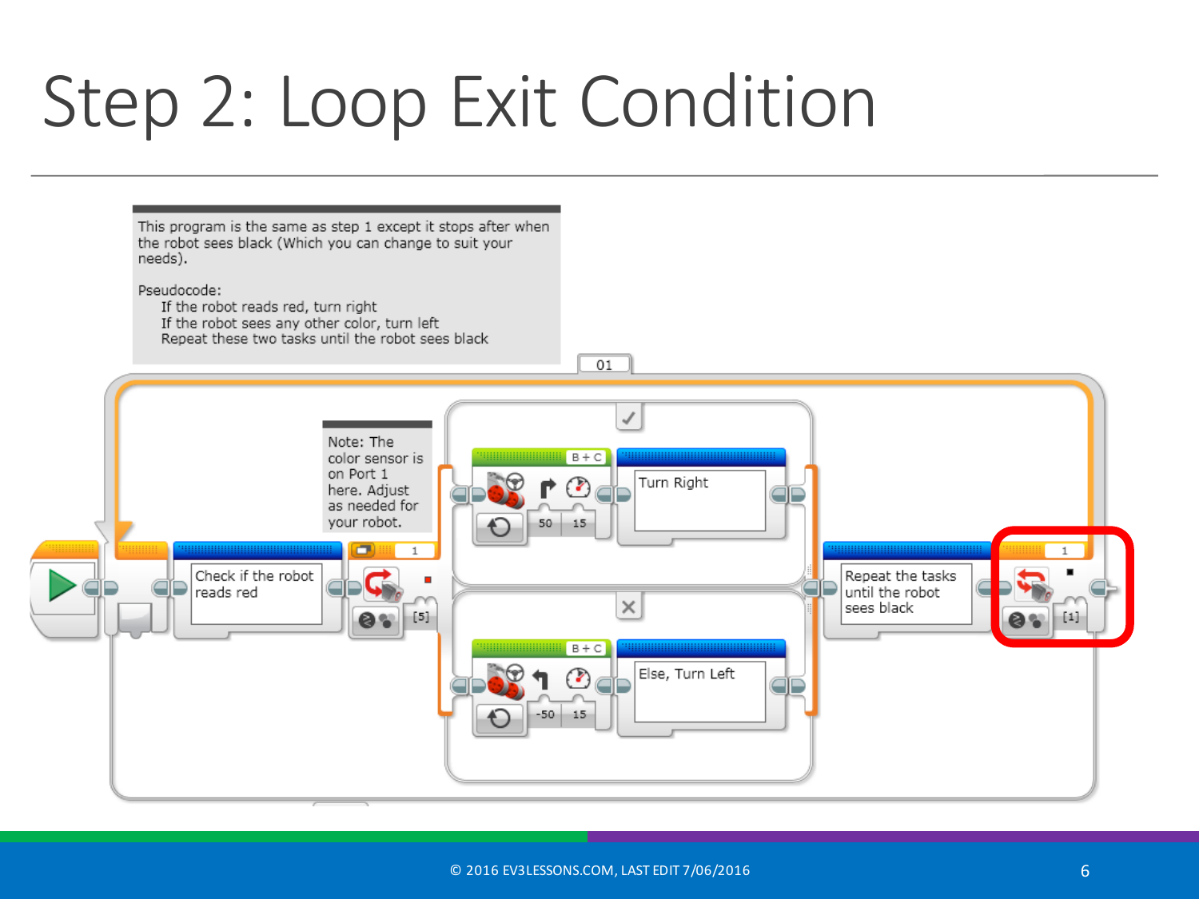# Step 2: Loop Exit Condition

This program is the same as step 1 except it stops after when the robot sees black (Which you can change to suit your needs).

Pseudocode:
    If the robot reads red, turn right
    If the robot sees any other color, turn left
    Repeat these two tasks until the robot sees black

Note: The color sensor is on Port 1 here. Adjust as needed for your robot.

01

Check if the robot reads red

1

[5]

B + C

50 15

Turn Right

B + C

-50 15

Else, Turn Left

Repeat the tasks until the robot sees black

1

[1]

© 2016 EV3LESSONS.COM, LAST EDIT 7/06/2016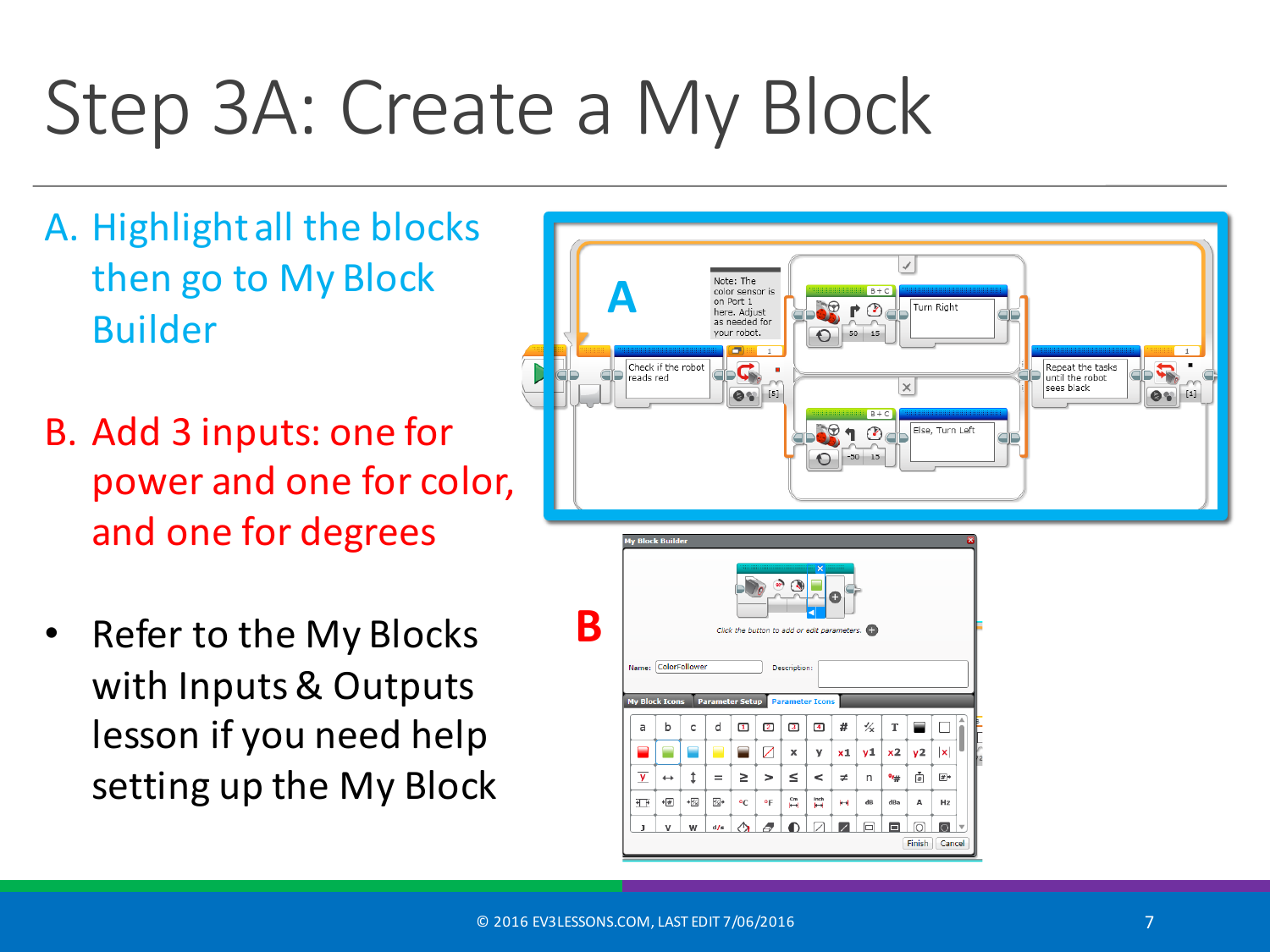# Step 3A: Create a My Block

A. Highlight all the blocks then go to My Block Builder

B. Add 3 inputs: one for power and one for color, and one for degrees

- Refer to the My Blocks with Inputs & Outputs lesson if you need help setting up the My Block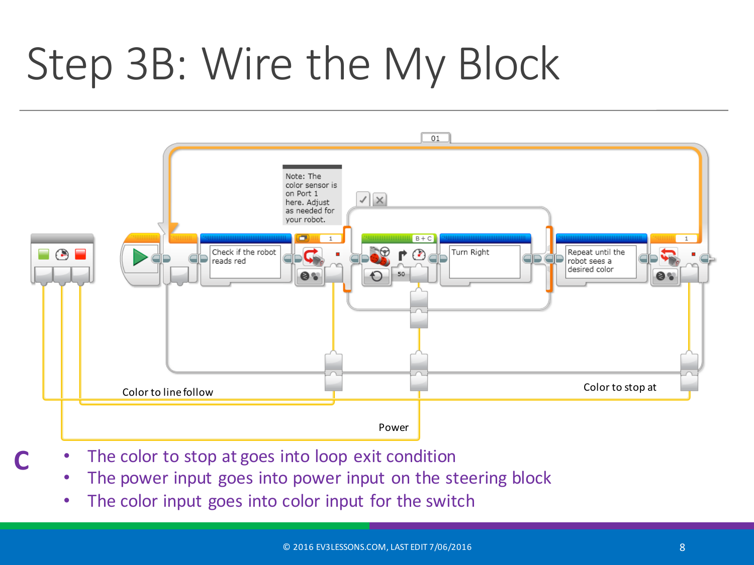# Step 3B: Wire the My Block

Note: The color sensor is on Port 1 here. Adjust as needed for your robot.

Check if the robot reads red

Turn Right

Repeat until the robot sees a desired color

Color to line follow

Color to stop at

Power

**C**

- The color to stop at goes into loop exit condition
- The power input goes into power input on the steering block
- The color input goes into color input for the switch

© 2016 EV3LESSONS.COM, LAST EDIT 7/06/2016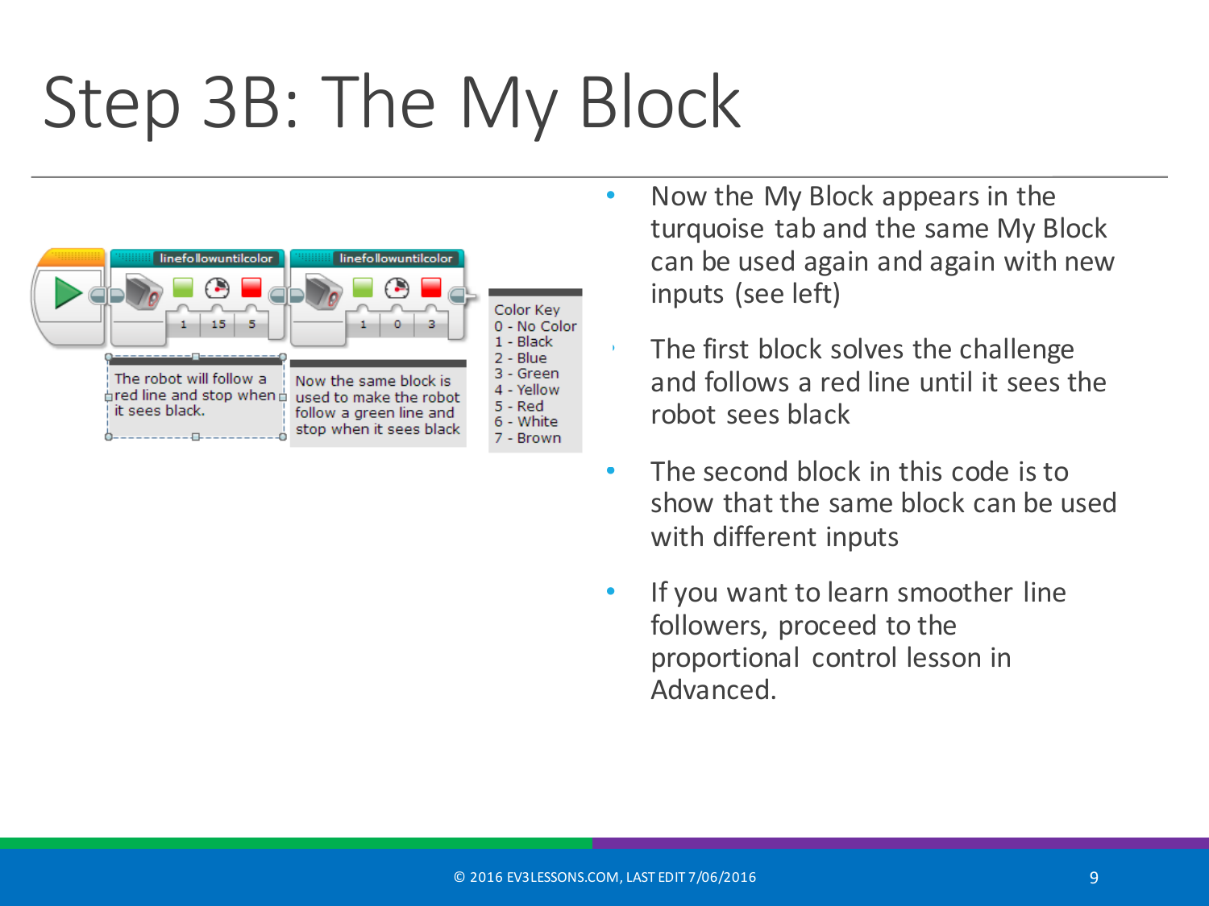# Step 3B: The My Block

linefollowuntilcolor — 1, 15, 5

linefollowuntilcolor — 1, 0, 3

The robot will follow a red line and stop when it sees black.

Now the same block is used to make the robot follow a green line and stop when it sees black

Color Key
0 - No Color
1 - Black
2 - Blue
3 - Green
4 - Yellow
5 - Red
6 - White
7 - Brown

- Now the My Block appears in the turquoise tab and the same My Block can be used again and again with new inputs (see left)
- The first block solves the challenge and follows a red line until it sees the robot sees black
- The second block in this code is to show that the same block can be used with different inputs
- If you want to learn smoother line followers, proceed to the proportional control lesson in Advanced.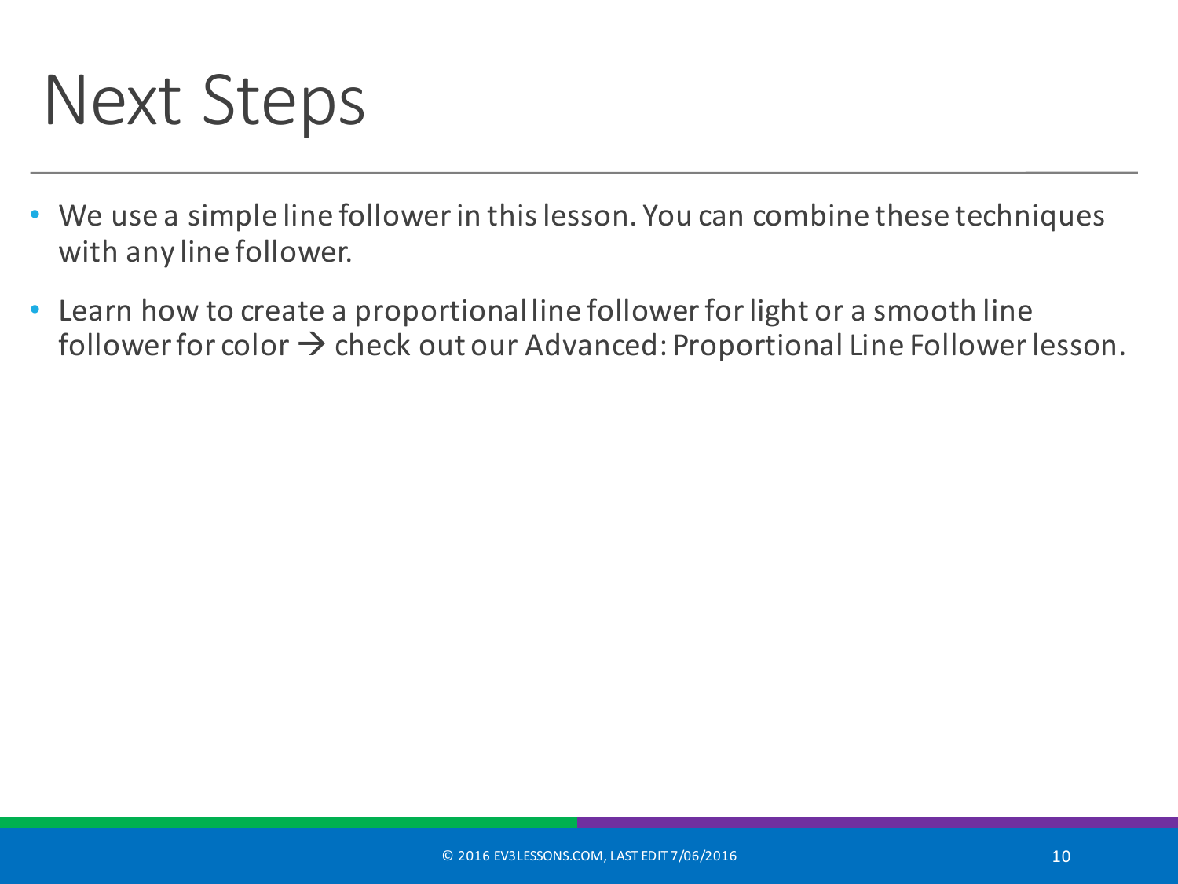# Next Steps

- We use a simple line follower in this lesson. You can combine these techniques with any line follower.
- Learn how to create a proportional line follower for light or a smooth line follower for color → check out our Advanced: Proportional Line Follower lesson.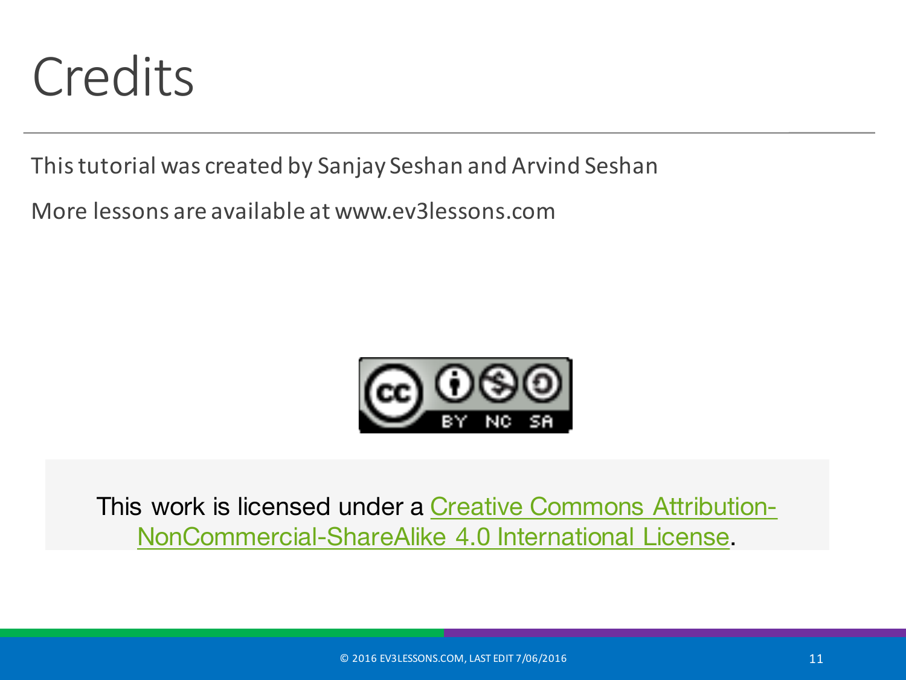# Credits

This tutorial was created by Sanjay Seshan and Arvind Seshan

More lessons are available at www.ev3lessons.com

This work is licensed under a Creative Commons Attribution-NonCommercial-ShareAlike 4.0 International License.